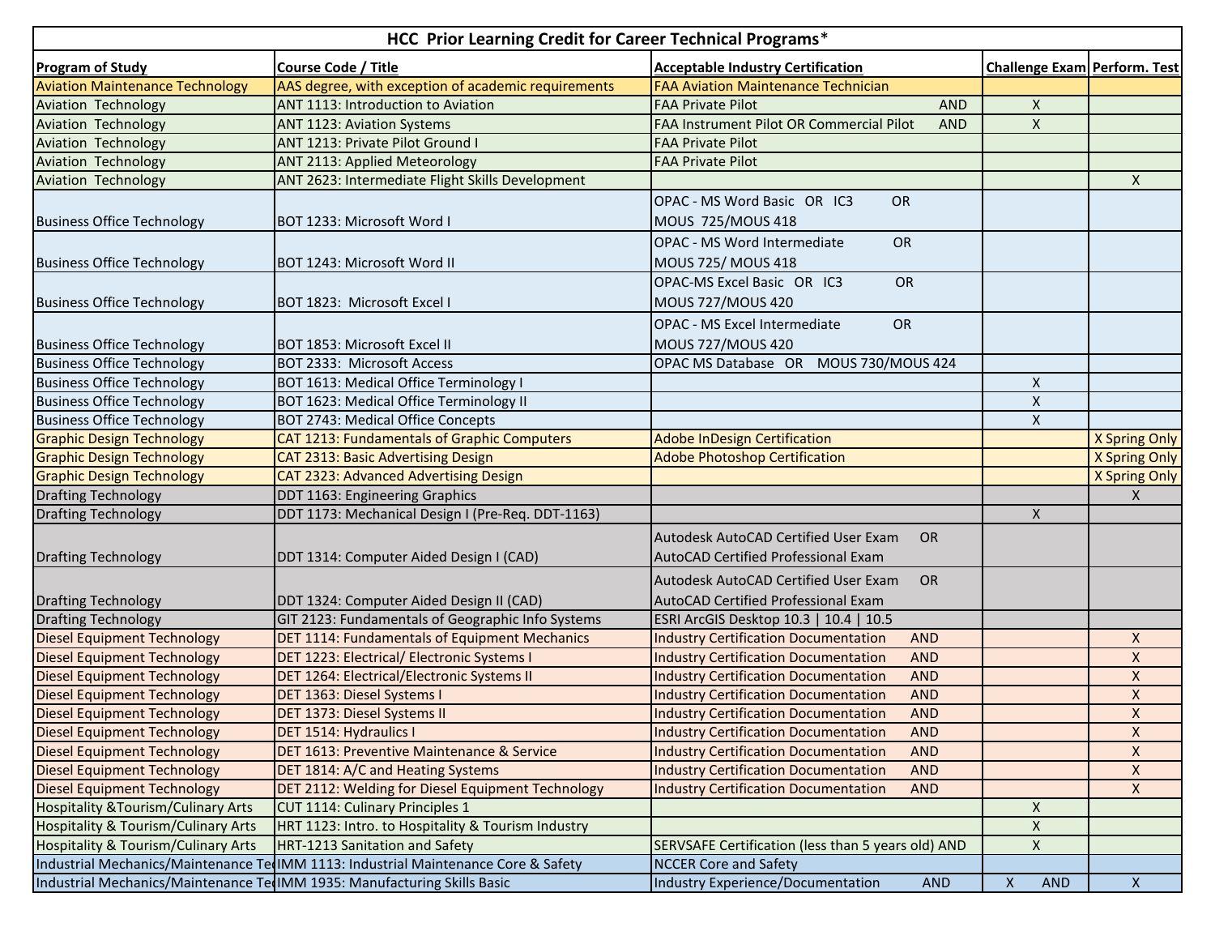# HCC Prior Learning Credit for Career Technical Programs*

| Program of Study | Course Code / Title | Acceptable Industry Certification | Challenge Exam | Perform. Test |
|---|---|---|---|---|
| Aviation Maintenance Technology | AAS degree, with exception of academic requirements | FAA Aviation Maintenance Technician | | |
| Aviation Technology | ANT 1113: Introduction to Aviation | FAA Private Pilot AND | X | |
| Aviation Technology | ANT 1123: Aviation Systems | FAA Instrument Pilot OR Commercial Pilot AND | X | |
| Aviation Technology | ANT 1213: Private Pilot Ground I | FAA Private Pilot | | |
| Aviation Technology | ANT 2113: Applied Meteorology | FAA Private Pilot | | |
| Aviation Technology | ANT 2623: Intermediate Flight Skills Development | | | X |
| Business Office Technology | BOT 1233: Microsoft Word I | OPAC - MS Word Basic OR IC3 OR MOUS 725/MOUS 418 | | |
| Business Office Technology | BOT 1243: Microsoft Word II | OPAC - MS Word Intermediate OR MOUS 725/ MOUS 418 | | |
| Business Office Technology | BOT 1823: Microsoft Excel I | OPAC-MS Excel Basic OR IC3 OR MOUS 727/MOUS 420 | | |
| Business Office Technology | BOT 1853: Microsoft Excel II | OPAC - MS Excel Intermediate OR MOUS 727/MOUS 420 | | |
| Business Office Technology | BOT 2333: Microsoft Access | OPAC MS Database OR MOUS 730/MOUS 424 | | |
| Business Office Technology | BOT 1613: Medical Office Terminology I | | X | |
| Business Office Technology | BOT 1623: Medical Office Terminology II | | X | |
| Business Office Technology | BOT 2743: Medical Office Concepts | | X | |
| Graphic Design Technology | CAT 1213: Fundamentals of Graphic Computers | Adobe InDesign Certification | | X Spring Only |
| Graphic Design Technology | CAT 2313: Basic Advertising Design | Adobe Photoshop Certification | | X Spring Only |
| Graphic Design Technology | CAT 2323: Advanced Advertising Design | | | X Spring Only |
| Drafting Technology | DDT 1163: Engineering Graphics | | | X |
| Drafting Technology | DDT 1173: Mechanical Design I (Pre-Req. DDT-1163) | | X | |
| Drafting Technology | DDT 1314: Computer Aided Design I (CAD) | Autodesk AutoCAD Certified User Exam OR AutoCAD Certified Professional Exam | | |
| Drafting Technology | DDT 1324: Computer Aided Design II (CAD) | Autodesk AutoCAD Certified User Exam OR AutoCAD Certified Professional Exam | | |
| Drafting Technology | GIT 2123: Fundamentals of Geographic Info Systems | ESRI ArcGIS Desktop 10.3 \| 10.4 \| 10.5 | | |
| Diesel Equipment Technology | DET 1114: Fundamentals of Equipment Mechanics | Industry Certification Documentation AND | | X |
| Diesel Equipment Technology | DET 1223: Electrical/ Electronic Systems I | Industry Certification Documentation AND | | X |
| Diesel Equipment Technology | DET 1264: Electrical/Electronic Systems II | Industry Certification Documentation AND | | X |
| Diesel Equipment Technology | DET 1363: Diesel Systems I | Industry Certification Documentation AND | | X |
| Diesel Equipment Technology | DET 1373: Diesel Systems II | Industry Certification Documentation AND | | X |
| Diesel Equipment Technology | DET 1514: Hydraulics I | Industry Certification Documentation AND | | X |
| Diesel Equipment Technology | DET 1613: Preventive Maintenance & Service | Industry Certification Documentation AND | | X |
| Diesel Equipment Technology | DET 1814: A/C and Heating Systems | Industry Certification Documentation AND | | X |
| Diesel Equipment Technology | DET 2112: Welding for Diesel Equipment Technology | Industry Certification Documentation AND | | X |
| Hospitality &Tourism/Culinary Arts | CUT 1114: Culinary Principles 1 | | X | |
| Hospitality & Tourism/Culinary Arts | HRT 1123: Intro. to Hospitality & Tourism Industry | | X | |
| Hospitality & Tourism/Culinary Arts | HRT-1213 Sanitation and Safety | SERVSAFE Certification (less than 5 years old) AND | X | |
| Industrial Mechanics/Maintenance Te | IMM 1113: Industrial Maintenance Core & Safety | NCCER Core and Safety | | |
| Industrial Mechanics/Maintenance Te | IMM 1935: Manufacturing Skills Basic | Industry Experience/Documentation AND | X AND | X |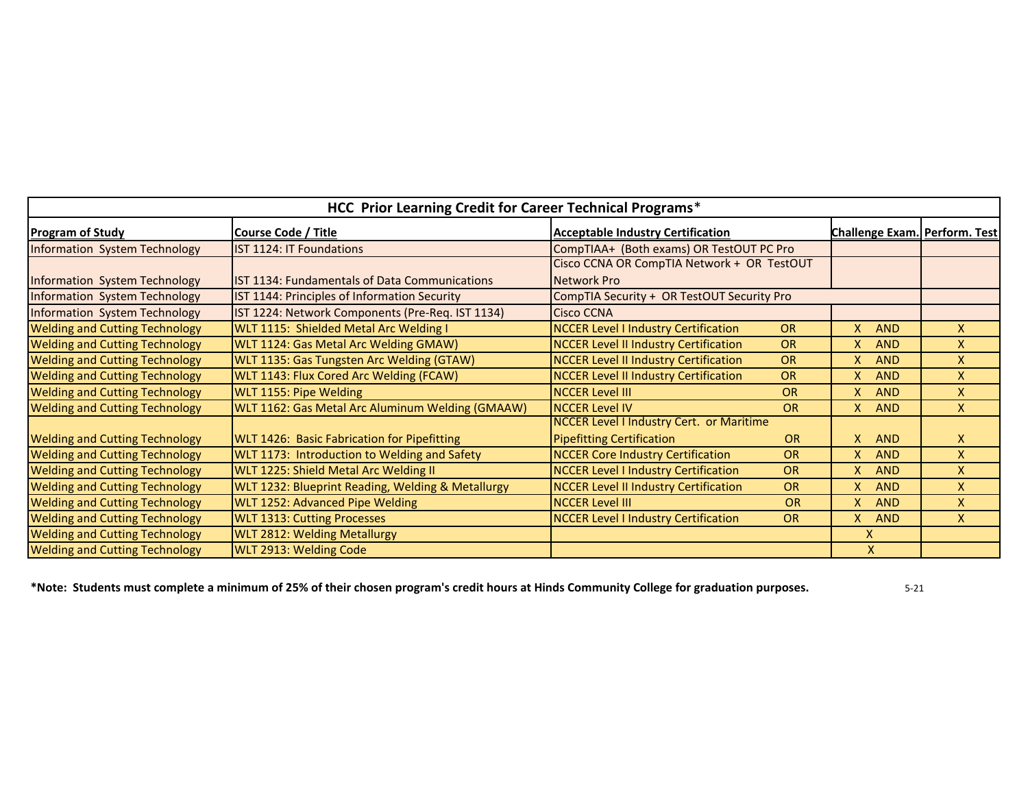| HCC Prior Learning Credit for Career Technical Programs* | | | | |
|---|---|---|---|---|
| **Program of Study** | **Course Code / Title** | **Acceptable Industry Certification** | **Challenge Exam.** | **Perform. Test** |
| Information System Technology | IST 1124: IT Foundations | CompTIAA+ (Both exams) OR TestOUT PC Pro | | |
| Information System Technology | IST 1134: Fundamentals of Data Communications | Cisco CCNA OR CompTIA Network + OR TestOUT Network Pro | | |
| Information System Technology | IST 1144: Principles of Information Security | CompTIA Security + OR TestOUT Security Pro | | |
| Information System Technology | IST 1224: Network Components (Pre-Req. IST 1134) | Cisco CCNA | | |
| Welding and Cutting Technology | WLT 1115: Shielded Metal Arc Welding I | NCCER Level I Industry Certification OR | X AND | X |
| Welding and Cutting Technology | WLT 1124: Gas Metal Arc Welding GMAW) | NCCER Level II Industry Certification OR | X AND | X |
| Welding and Cutting Technology | WLT 1135: Gas Tungsten Arc Welding (GTAW) | NCCER Level II Industry Certification OR | X AND | X |
| Welding and Cutting Technology | WLT 1143: Flux Cored Arc Welding (FCAW) | NCCER Level II Industry Certification OR | X AND | X |
| Welding and Cutting Technology | WLT 1155: Pipe Welding | NCCER Level III OR | X AND | X |
| Welding and Cutting Technology | WLT 1162: Gas Metal Arc Aluminum Welding (GMAAW) | NCCER Level IV OR | X AND | X |
| Welding and Cutting Technology | WLT 1426: Basic Fabrication for Pipefitting | NCCER Level I Industry Cert. or Maritime Pipefitting Certification OR | X AND | X |
| Welding and Cutting Technology | WLT 1173: Introduction to Welding and Safety | NCCER Core Industry Certification OR | X AND | X |
| Welding and Cutting Technology | WLT 1225: Shield Metal Arc Welding II | NCCER Level I Industry Certification OR | X AND | X |
| Welding and Cutting Technology | WLT 1232: Blueprint Reading, Welding & Metallurgy | NCCER Level II Industry Certification OR | X AND | X |
| Welding and Cutting Technology | WLT 1252: Advanced Pipe Welding | NCCER Level III OR | X AND | X |
| Welding and Cutting Technology | WLT 1313: Cutting Processes | NCCER Level I Industry Certification OR | X AND | X |
| Welding and Cutting Technology | WLT 2812: Welding Metallurgy | | X | |
| Welding and Cutting Technology | WLT 2913: Welding Code | | X | |

**\*Note: Students must complete a minimum of 25% of their chosen program's credit hours at Hinds Community College for graduation purposes.**

5-21